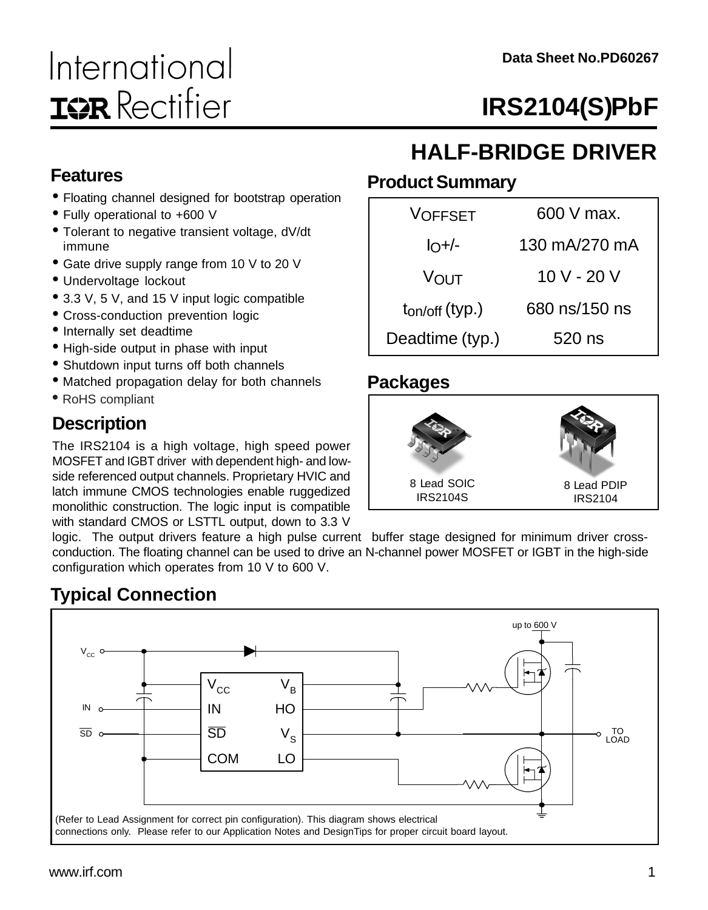Data Sheet No.PD60267

International IOR Rectifier

# IRS2104(S)PbF

## HALF-BRIDGE DRIVER

## Features

- Floating channel designed for bootstrap operation
- Fully operational to +600 V
- Tolerant to negative transient voltage, dV/dt immune
- Gate drive supply range from 10 V to 20 V
- Undervoltage lockout
- 3.3 V, 5 V, and 15 V input logic compatible
- Cross-conduction prevention logic
- Internally set deadtime
- High-side output in phase with input
- Shutdown input turns off both channels
- Matched propagation delay for both channels
- RoHS compliant

## Product Summary

| | |
|---|---|
| $V_{OFFSET}$ | 600 V max. |
| $I_O$+/- | 130 mA/270 mA |
| $V_{OUT}$ | 10 V - 20 V |
| $t_{on/off}$ (typ.) | 680 ns/150 ns |
| Deadtime (typ.) | 520 ns |

## Packages

8 Lead SOIC
IRS2104S

8 Lead PDIP
IRS2104

## Description

The IRS2104 is a high voltage, high speed power MOSFET and IGBT driver with dependent high- and low-side referenced output channels. Proprietary HVIC and latch immune CMOS technologies enable ruggedized monolithic construction. The logic input is compatible with standard CMOS or LSTTL output, down to 3.3 V logic. The output drivers feature a high pulse current buffer stage designed for minimum driver cross-conduction. The floating channel can be used to drive an N-channel power MOSFET or IGBT in the high-side configuration which operates from 10 V to 600 V.

## Typical Connection

up to 600 V

$V_{CC}$, IN, $\overline{SD}$, COM, $V_B$, HO, $V_S$, LO

TO LOAD

(Refer to Lead Assignment for correct pin configuration). This diagram shows electrical connections only. Please refer to our Application Notes and DesignTips for proper circuit board layout.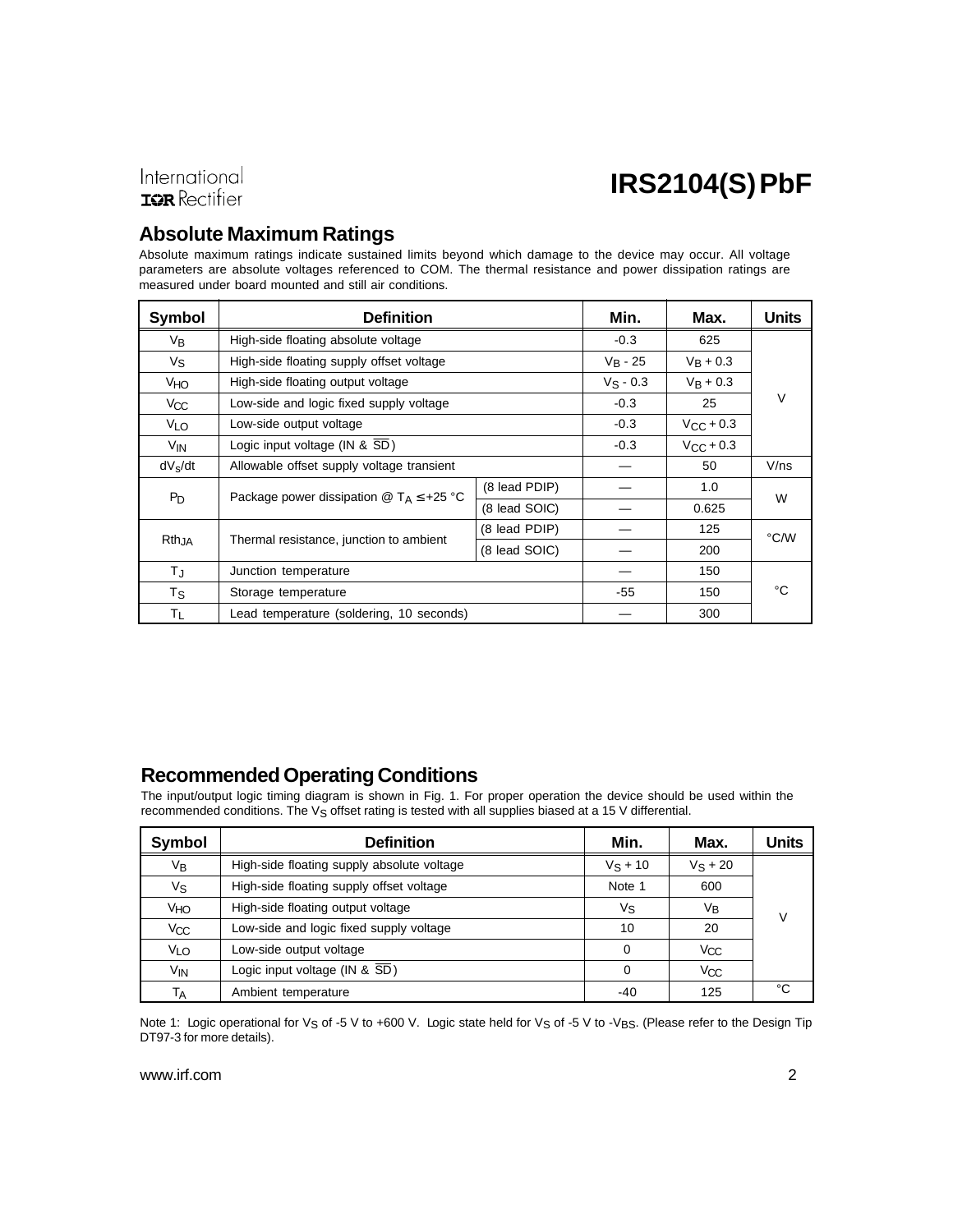## Absolute Maximum Ratings

Absolute maximum ratings indicate sustained limits beyond which damage to the device may occur. All voltage parameters are absolute voltages referenced to COM. The thermal resistance and power dissipation ratings are measured under board mounted and still air conditions.

| Symbol | Definition | | Min. | Max. | Units |
|---|---|---|---|---|---|
| $V_B$ | High-side floating absolute voltage | | -0.3 | 625 | V |
| $V_S$ | High-side floating supply offset voltage | | $V_B$ - 25 | $V_B$ + 0.3 | |
| $V_{HO}$ | High-side floating output voltage | | $V_S$ - 0.3 | $V_B$ + 0.3 | |
| $V_{CC}$ | Low-side and logic fixed supply voltage | | -0.3 | 25 | |
| $V_{LO}$ | Low-side output voltage | | -0.3 | $V_{CC}$ + 0.3 | |
| $V_{IN}$ | Logic input voltage (IN & $\overline{SD}$) | | -0.3 | $V_{CC}$ + 0.3 | |
| $dV_S/dt$ | Allowable offset supply voltage transient | | — | 50 | V/ns |
| $P_D$ | Package power dissipation @ $T_A \le$ +25 °C | (8 lead PDIP) | — | 1.0 | W |
| | | (8 lead SOIC) | — | 0.625 | |
| $Rth_{JA}$ | Thermal resistance, junction to ambient | (8 lead PDIP) | — | 125 | °C/W |
| | | (8 lead SOIC) | — | 200 | |
| $T_J$ | Junction temperature | | — | 150 | °C |
| $T_S$ | Storage temperature | | -55 | 150 | |
| $T_L$ | Lead temperature (soldering, 10 seconds) | | — | 300 | |

## Recommended Operating Conditions

The input/output logic timing diagram is shown in Fig. 1. For proper operation the device should be used within the recommended conditions. The $V_S$ offset rating is tested with all supplies biased at a 15 V differential.

| Symbol | Definition | Min. | Max. | Units |
|---|---|---|---|---|
| $V_B$ | High-side floating supply absolute voltage | $V_S$ + 10 | $V_S$ + 20 | V |
| $V_S$ | High-side floating supply offset voltage | Note 1 | 600 | |
| $V_{HO}$ | High-side floating output voltage | $V_S$ | $V_B$ | |
| $V_{CC}$ | Low-side and logic fixed supply voltage | 10 | 20 | |
| $V_{LO}$ | Low-side output voltage | 0 | $V_{CC}$ | |
| $V_{IN}$ | Logic input voltage (IN & $\overline{SD}$) | 0 | $V_{CC}$ | |
| $T_A$ | Ambient temperature | -40 | 125 | °C |

Note 1: Logic operational for $V_S$ of -5 V to +600 V. Logic state held for $V_S$ of -5 V to $-V_{BS}$. (Please refer to the Design Tip DT97-3 for more details).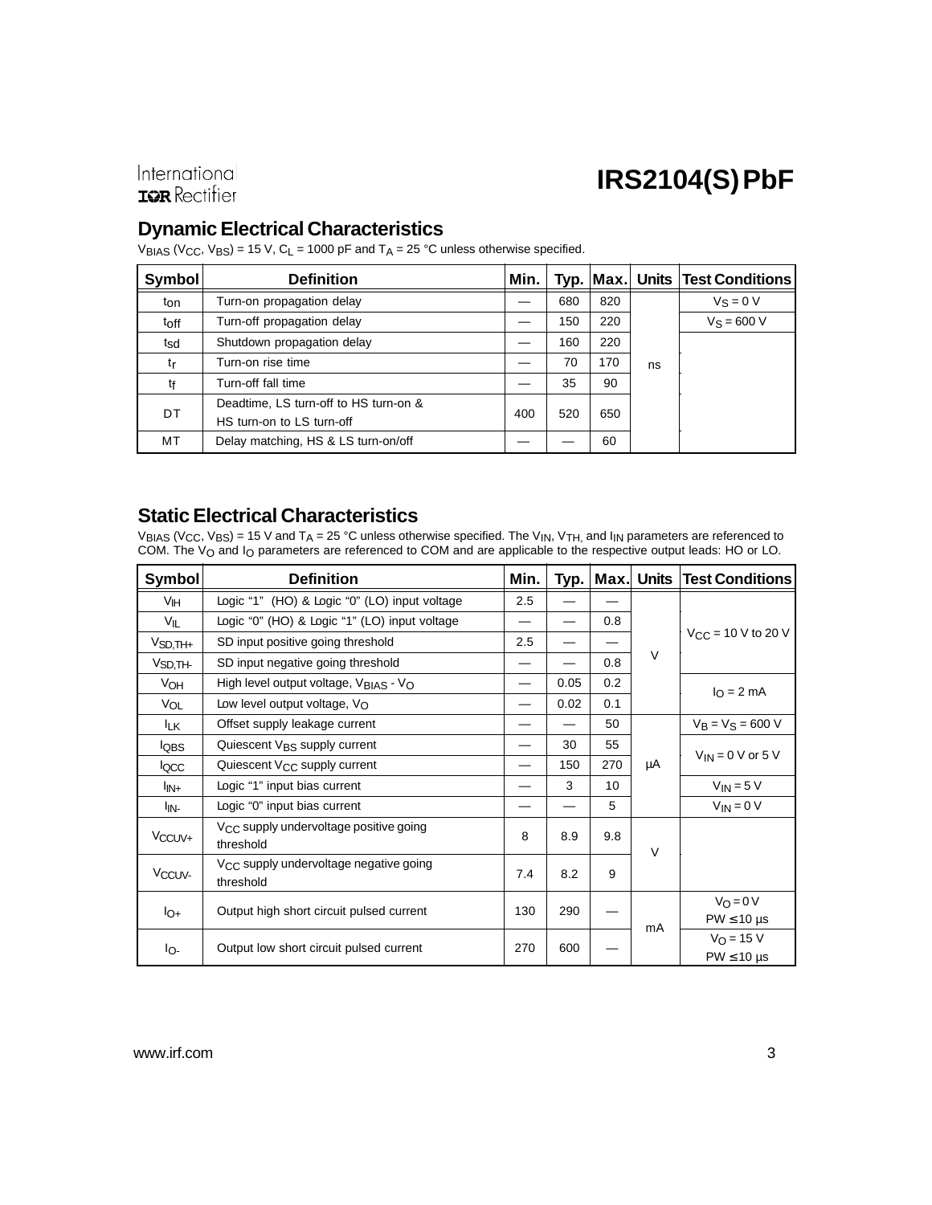## Dynamic Electrical Characteristics

$V_{BIAS}$ ($V_{CC}$, $V_{BS}$) = 15 V, $C_L$ = 1000 pF and $T_A$ = 25 °C unless otherwise specified.

| Symbol | Definition | Min. | Typ. | Max. | Units | Test Conditions |
|---|---|---|---|---|---|---|
| $t_{on}$ | Turn-on propagation delay | — | 680 | 820 | ns | $V_S$ = 0 V |
| $t_{off}$ | Turn-off propagation delay | — | 150 | 220 | | $V_S$ = 600 V |
| $t_{sd}$ | Shutdown propagation delay | — | 160 | 220 | | |
| $t_r$ | Turn-on rise time | — | 70 | 170 | | |
| $t_f$ | Turn-off fall time | — | 35 | 90 | | |
| DT | Deadtime, LS turn-off to HS turn-on & HS turn-on to LS turn-off | 400 | 520 | 650 | | |
| MT | Delay matching, HS & LS turn-on/off | — | — | 60 | | |

## Static Electrical Characteristics

$V_{BIAS}$ ($V_{CC}$, $V_{BS}$) = 15 V and $T_A$ = 25 °C unless otherwise specified. The $V_{IN}$, $V_{TH}$, and $I_{IN}$ parameters are referenced to COM. The $V_O$ and $I_O$ parameters are referenced to COM and are applicable to the respective output leads: HO or LO.

| Symbol | Definition | Min. | Typ. | Max. | Units | Test Conditions |
|---|---|---|---|---|---|---|
| $V_{IH}$ | Logic "1" (HO) & Logic "0" (LO) input voltage | 2.5 | — | — | V | $V_{CC}$ = 10 V to 20 V |
| $V_{IL}$ | Logic "0" (HO) & Logic "1" (LO) input voltage | — | — | 0.8 | | |
| $V_{SD,TH+}$ | SD input positive going threshold | 2.5 | — | — | | |
| $V_{SD,TH-}$ | SD input negative going threshold | — | — | 0.8 | | |
| $V_{OH}$ | High level output voltage, $V_{BIAS}$ - $V_O$ | — | 0.05 | 0.2 | | $I_O$ = 2 mA |
| $V_{OL}$ | Low level output voltage, $V_O$ | — | 0.02 | 0.1 | | |
| $I_{LK}$ | Offset supply leakage current | — | — | 50 | µA | $V_B$ = $V_S$ = 600 V |
| $I_{QBS}$ | Quiescent $V_{BS}$ supply current | — | 30 | 55 | | $V_{IN}$ = 0 V or 5 V |
| $I_{QCC}$ | Quiescent $V_{CC}$ supply current | — | 150 | 270 | | |
| $I_{IN+}$ | Logic "1" input bias current | — | 3 | 10 | | $V_{IN}$ = 5 V |
| $I_{IN-}$ | Logic "0" input bias current | — | — | 5 | | $V_{IN}$ = 0 V |
| $V_{CCUV+}$ | $V_{CC}$ supply undervoltage positive going threshold | 8 | 8.9 | 9.8 | V | |
| $V_{CCUV-}$ | $V_{CC}$ supply undervoltage negative going threshold | 7.4 | 8.2 | 9 | | |
| $I_{O+}$ | Output high short circuit pulsed current | 130 | 290 | — | mA | $V_O$ = 0 V, PW ≤ 10 µs |
| $I_{O-}$ | Output low short circuit pulsed current | 270 | 600 | — | | $V_O$ = 15 V, PW ≤ 10 µs |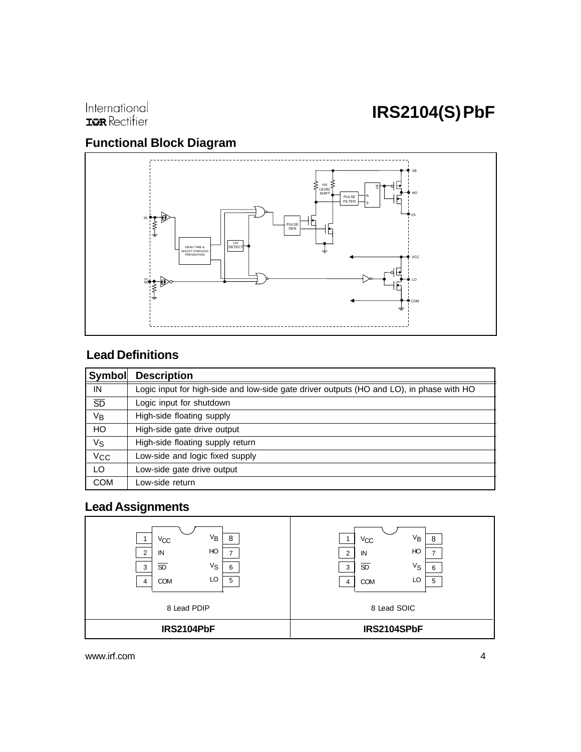## Functional Block Diagram

## Lead Definitions

| Symbol | Description |
|---|---|
| IN | Logic input for high-side and low-side gate driver outputs (HO and LO), in phase with HO |
| $\overline{SD}$ | Logic input for shutdown |
| $V_B$ | High-side floating supply |
| HO | High-side gate drive output |
| $V_S$ | High-side floating supply return |
| $V_{CC}$ | Low-side and logic fixed supply |
| LO | Low-side gate drive output |
| COM | Low-side return |

## Lead Assignments

| 8 Lead PDIP | 8 Lead SOIC |
|---|---|
| 1 $V_{CC}$ / 8 $V_B$ | 1 $V_{CC}$ / 8 $V_B$ |
| 2 IN / 7 HO | 2 IN / 7 HO |
| 3 $\overline{SD}$ / 6 $V_S$ | 3 $\overline{SD}$ / 6 $V_S$ |
| 4 COM / 5 LO | 4 COM / 5 LO |
| **IRS2104PbF** | **IRS2104SPbF** |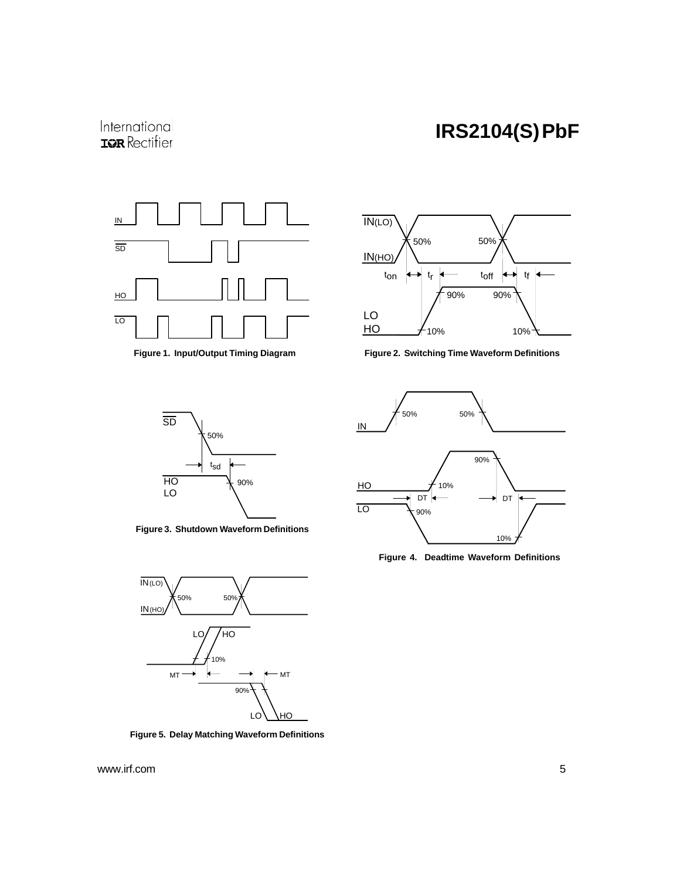Figure 1. Input/Output Timing Diagram

Figure 2. Switching Time Waveform Definitions

Figure 3. Shutdown Waveform Definitions

Figure 4. Deadtime Waveform Definitions

Figure 5. Delay Matching Waveform Definitions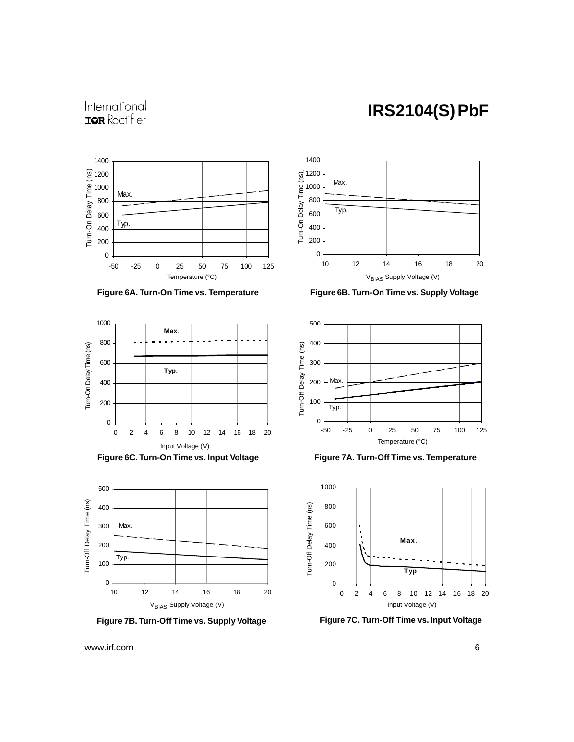Figure 6A. Turn-On Time vs. Temperature

Figure 6B. Turn-On Time vs. Supply Voltage

Figure 6C. Turn-On Time vs. Input Voltage

Figure 7A. Turn-Off Time vs. Temperature

Figure 7B. Turn-Off Time vs. Supply Voltage

Figure 7C. Turn-Off Time vs. Input Voltage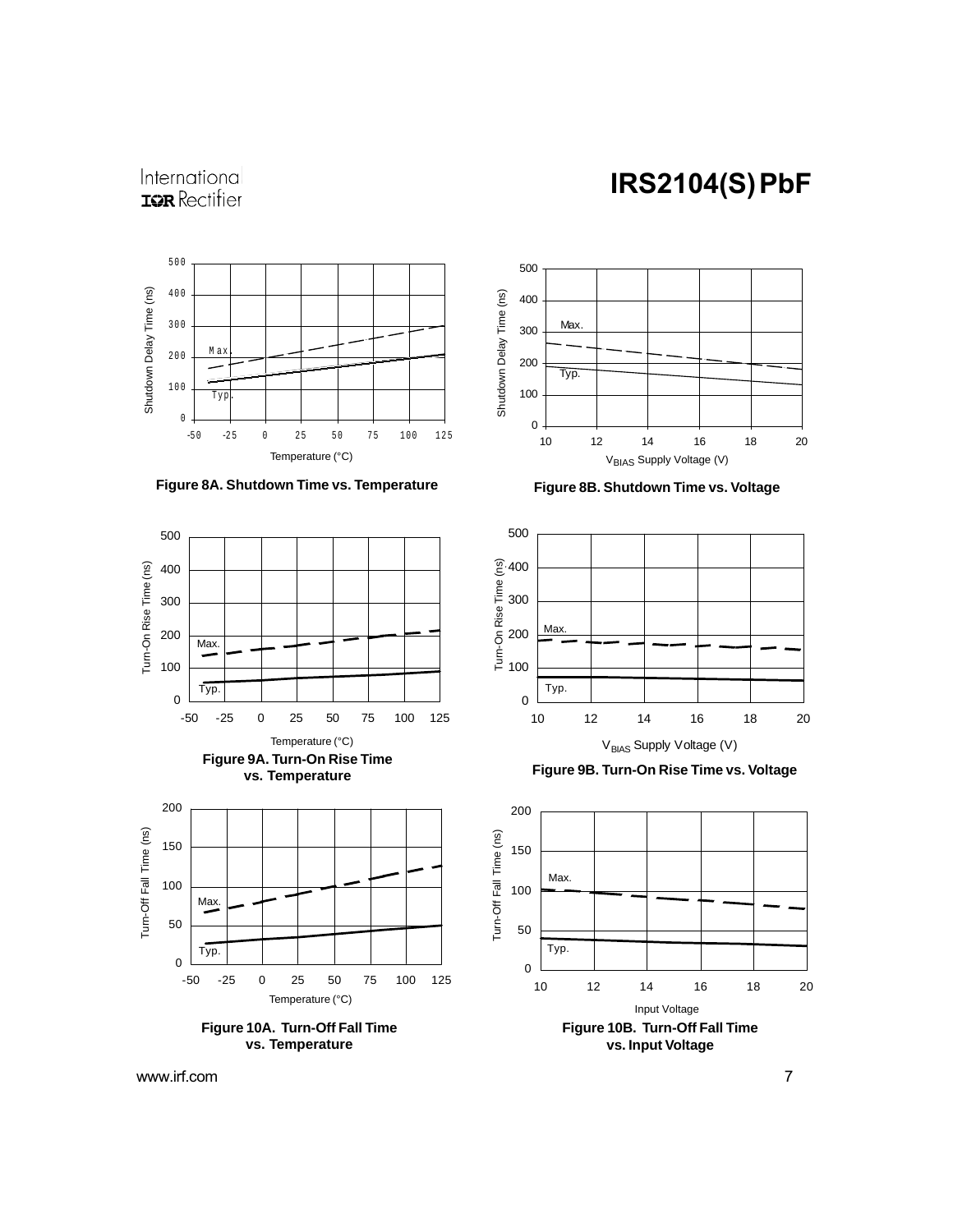Figure 8A. Shutdown Time vs. Temperature

Figure 8B. Shutdown Time vs. Voltage

Figure 9A. Turn-On Rise Time vs. Temperature

Figure 9B. Turn-On Rise Time vs. Voltage

Figure 10A. Turn-Off Fall Time vs. Temperature

Figure 10B. Turn-Off Fall Time vs. Input Voltage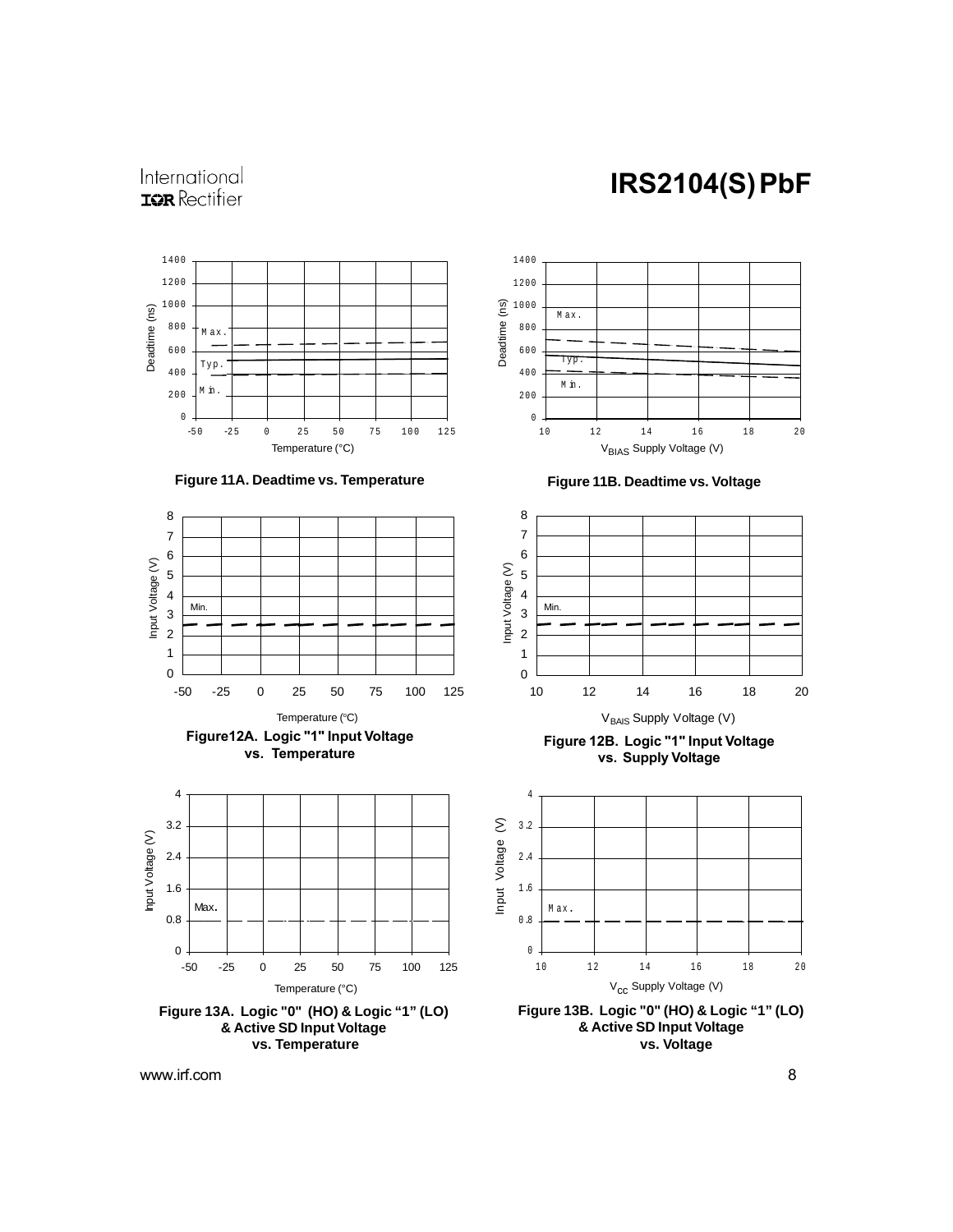Figure 11A. Deadtime vs. Temperature

Figure 11B. Deadtime vs. Voltage

Figure12A. Logic "1" Input Voltage vs. Temperature

Figure 12B. Logic "1" Input Voltage vs. Supply Voltage

Figure 13A. Logic "0" (HO) & Logic "1" (LO) & Active SD Input Voltage vs. Temperature

Figure 13B. Logic "0" (HO) & Logic "1" (LO) & Active SD Input Voltage vs. Voltage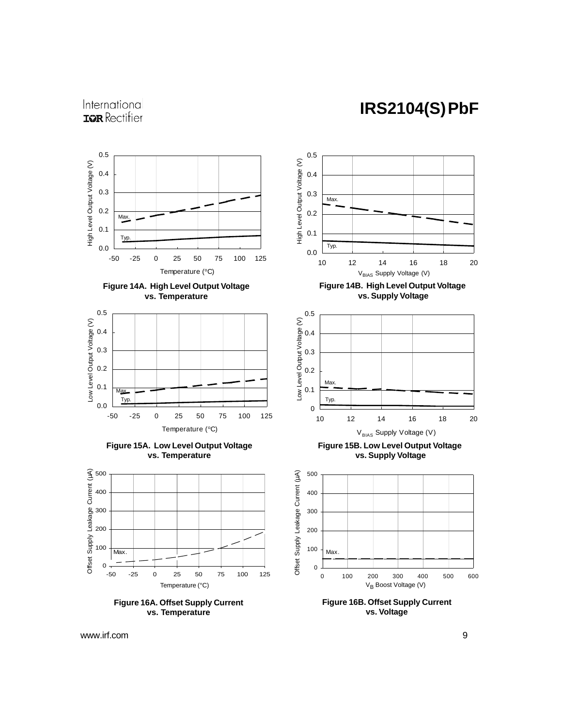Figure 14A. High Level Output Voltage vs. Temperature

Figure 14B. High Level Output Voltage vs. Supply Voltage

Figure 15A. Low Level Output Voltage vs. Temperature

Figure 15B. Low Level Output Voltage vs. Supply Voltage

Figure 16A. Offset Supply Current vs. Temperature

Figure 16B. Offset Supply Current vs. Voltage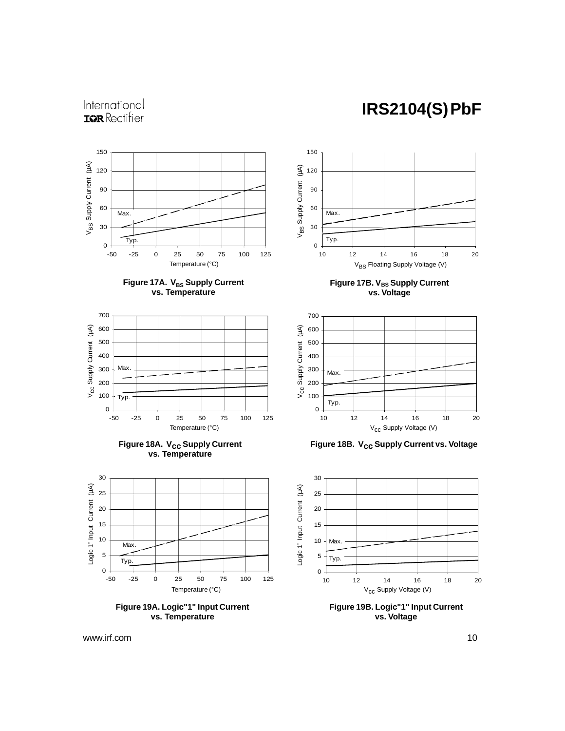Figure 17A. $V_{BS}$ Supply Current vs. Temperature

Figure 17B. $V_{BS}$ Supply Current vs. Voltage

Figure 18A. $V_{CC}$ Supply Current vs. Temperature

Figure 18B. $V_{CC}$ Supply Current vs. Voltage

Figure 19A. Logic"1" Input Current vs. Temperature

Figure 19B. Logic"1" Input Current vs. Voltage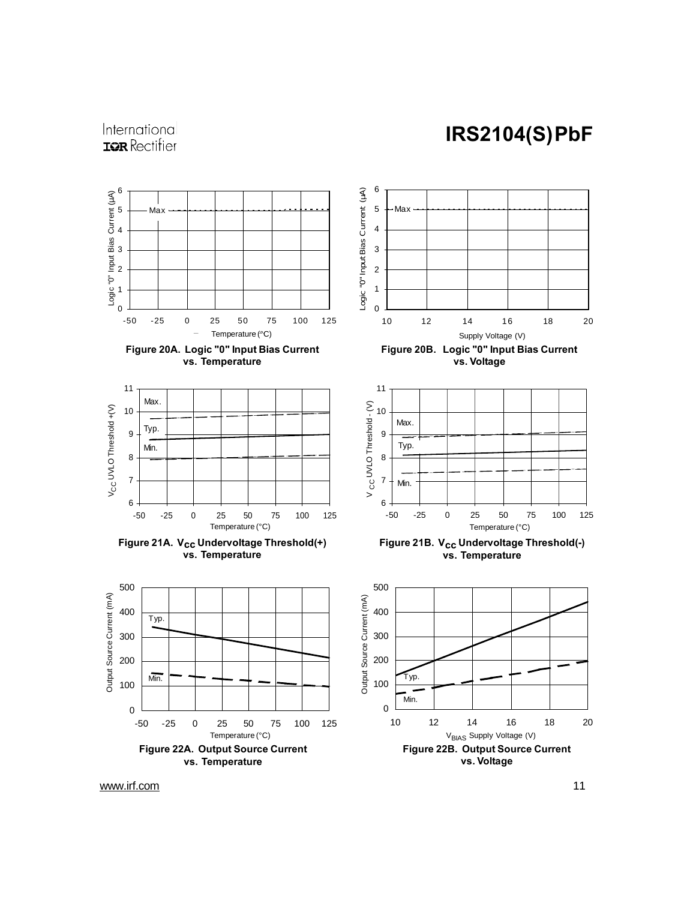Figure 20A. Logic "0" Input Bias Current vs. Temperature

Figure 20B. Logic "0" Input Bias Current vs. Voltage

Figure 21A. $V_{CC}$ Undervoltage Threshold(+) vs. Temperature

Figure 21B. $V_{CC}$ Undervoltage Threshold(-) vs. Temperature

Figure 22A. Output Source Current vs. Temperature

Figure 22B. Output Source Current vs. Voltage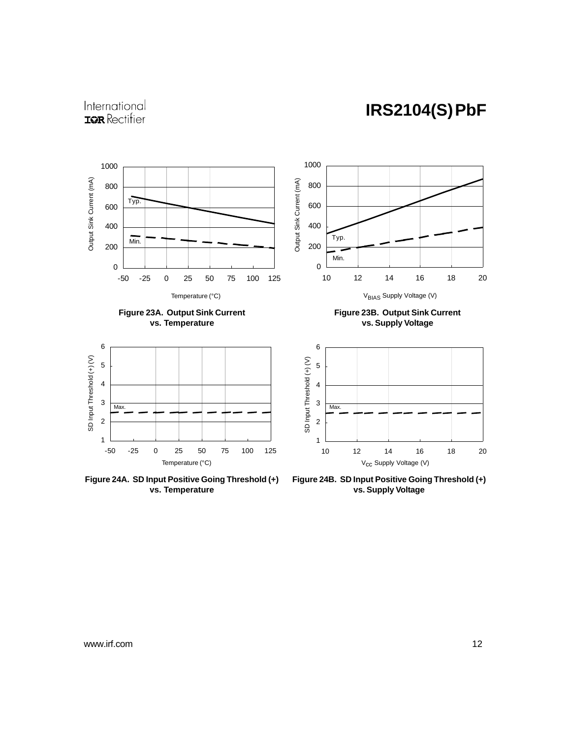**Figure 23A. Output Sink Current vs. Temperature**

**Figure 23B. Output Sink Current vs. Supply Voltage**

**Figure 24A. SD Input Positive Going Threshold (+) vs. Temperature**

**Figure 24B. SD Input Positive Going Threshold (+) vs. Supply Voltage**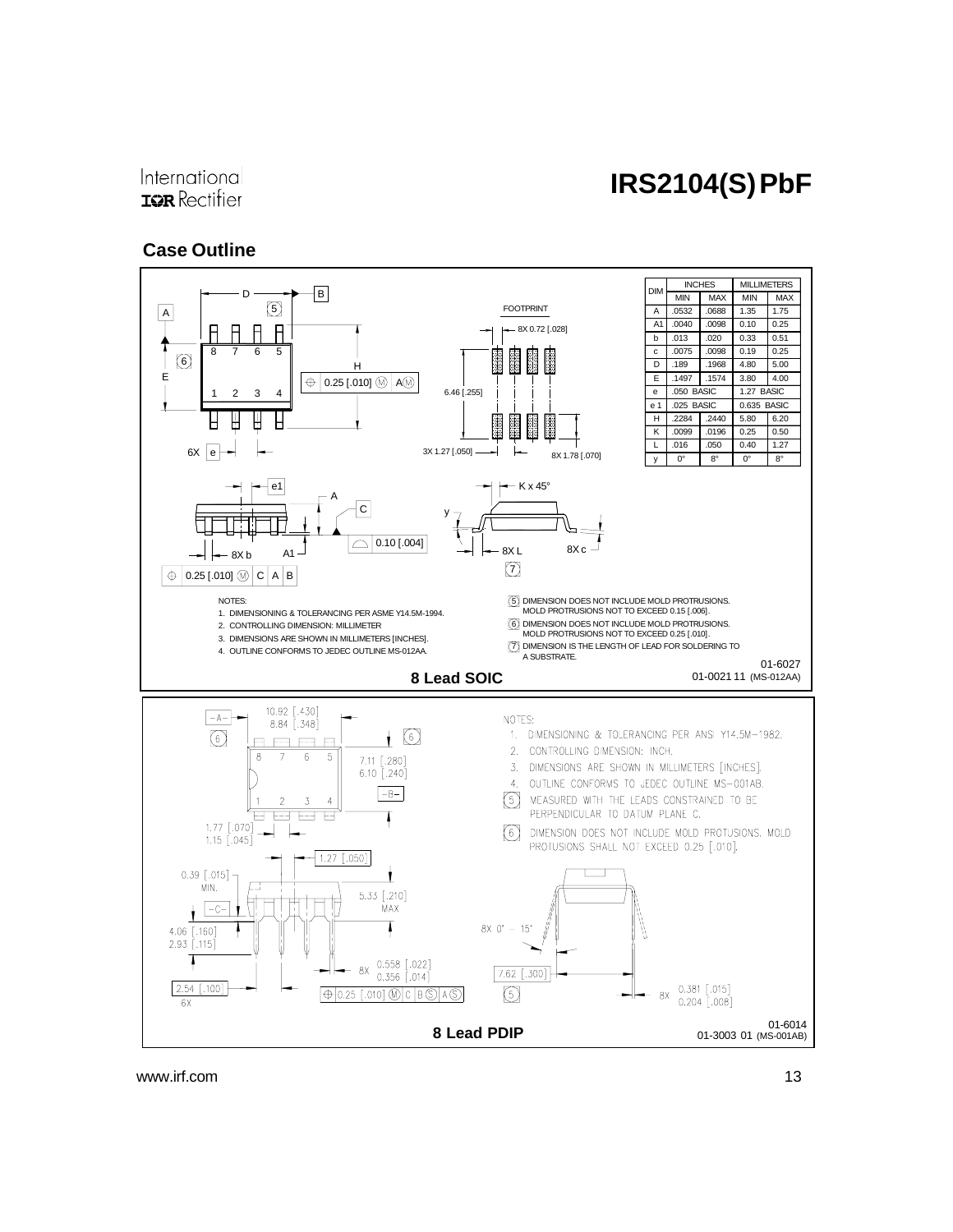## Case Outline

| DIM | INCHES | | MILLIMETERS | |
|---|---|---|---|---|
| | MIN | MAX | MIN | MAX |
| A | .0532 | .0688 | 1.35 | 1.75 |
| A1 | .0040 | .0098 | 0.10 | 0.25 |
| b | .013 | .020 | 0.33 | 0.51 |
| c | .0075 | .0098 | 0.19 | 0.25 |
| D | .189 | .1968 | 4.80 | 5.00 |
| E | .1497 | .1574 | 3.80 | 4.00 |
| e | .050 BASIC | | 1.27 BASIC | |
| e 1 | .025 BASIC | | 0.635 BASIC | |
| H | .2284 | .2440 | 5.80 | 6.20 |
| K | .0099 | .0196 | 0.25 | 0.50 |
| L | .016 | .050 | 0.40 | 1.27 |
| y | 0° | 8° | 0° | 8° |

NOTES:

1. DIMENSIONING & TOLERANCING PER ASME Y14.5M-1994.
2. CONTROLLING DIMENSION: MILLIMETER
3. DIMENSIONS ARE SHOWN IN MILLIMETERS [INCHES].
4. OUTLINE CONFORMS TO JEDEC OUTLINE MS-012AA.
5. DIMENSION DOES NOT INCLUDE MOLD PROTRUSIONS. MOLD PROTRUSIONS NOT TO EXCEED 0.15 [.006].
6. DIMENSION DOES NOT INCLUDE MOLD PROTRUSIONS. MOLD PROTRUSIONS NOT TO EXCEED 0.25 [.010].
7. DIMENSION IS THE LENGTH OF LEAD FOR SOLDERING TO A SUBSTRATE.

01-6027
01-0021 11 (MS-012AA)

**8 Lead SOIC**

NOTES:

1. DIMENSIONING & TOLERANCING PER ANSI Y14.5M-1982.
2. CONTROLLING DIMENSION: INCH.
3. DIMENSIONS ARE SHOWN IN MILLIMETERS [INCHES].
4. OUTLINE CONFORMS TO JEDEC OUTLINE MS-001AB.
5. MEASURED WITH THE LEADS CONSTRAINED TO BE PERPENDICULAR TO DATUM PLANE C.
6. DIMENSION DOES NOT INCLUDE MOLD PROTUSIONS. MOLD PROTUSIONS SHALL NOT EXCEED 0.25 [.010].

01-6014
01-3003 01 (MS-001AB)

**8 Lead PDIP**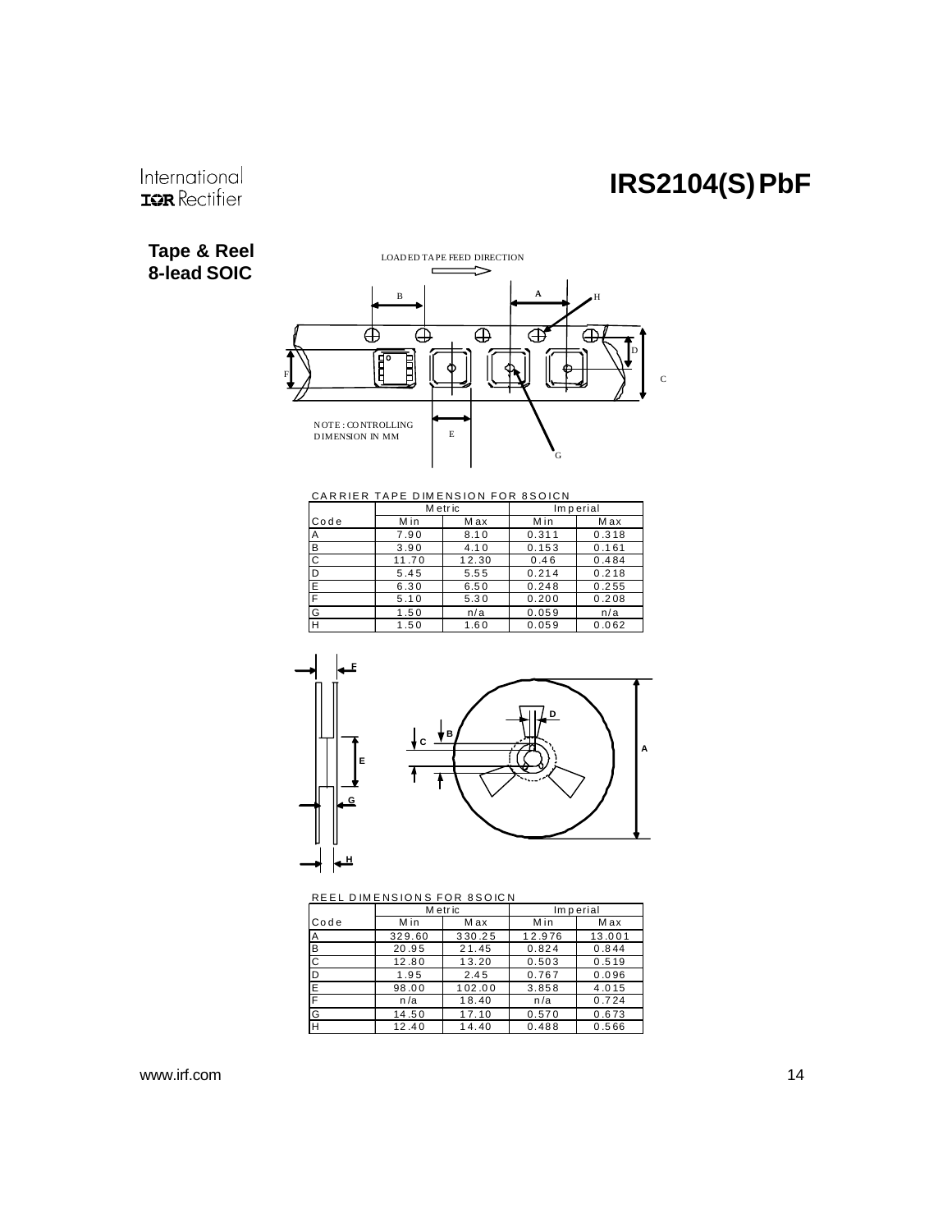## Tape & Reel 8-lead SOIC

LOADED TAPE FEED DIRECTION

NOTE : CONTROLLING DIMENSION IN MM

CARRIER TAPE DIMENSION FOR 8SOICN

| | Metric | | Imperial | |
|---|---|---|---|---|
| Code | Min | Max | Min | Max |
| A | 7.90 | 8.10 | 0.311 | 0.318 |
| B | 3.90 | 4.10 | 0.153 | 0.161 |
| C | 11.70 | 12.30 | 0.46 | 0.484 |
| D | 5.45 | 5.55 | 0.214 | 0.218 |
| E | 6.30 | 6.50 | 0.248 | 0.255 |
| F | 5.10 | 5.30 | 0.200 | 0.208 |
| G | 1.50 | n/a | 0.059 | n/a |
| H | 1.50 | 1.60 | 0.059 | 0.062 |

REEL DIMENSIONS FOR 8SOICN

| | Metric | | Imperial | |
|---|---|---|---|---|
| Code | Min | Max | Min | Max |
| A | 329.60 | 330.25 | 12.976 | 13.001 |
| B | 20.95 | 21.45 | 0.824 | 0.844 |
| C | 12.80 | 13.20 | 0.503 | 0.519 |
| D | 1.95 | 2.45 | 0.767 | 0.096 |
| E | 98.00 | 102.00 | 3.858 | 4.015 |
| F | n/a | 18.40 | n/a | 0.724 |
| G | 14.50 | 17.10 | 0.570 | 0.673 |
| H | 12.40 | 14.40 | 0.488 | 0.566 |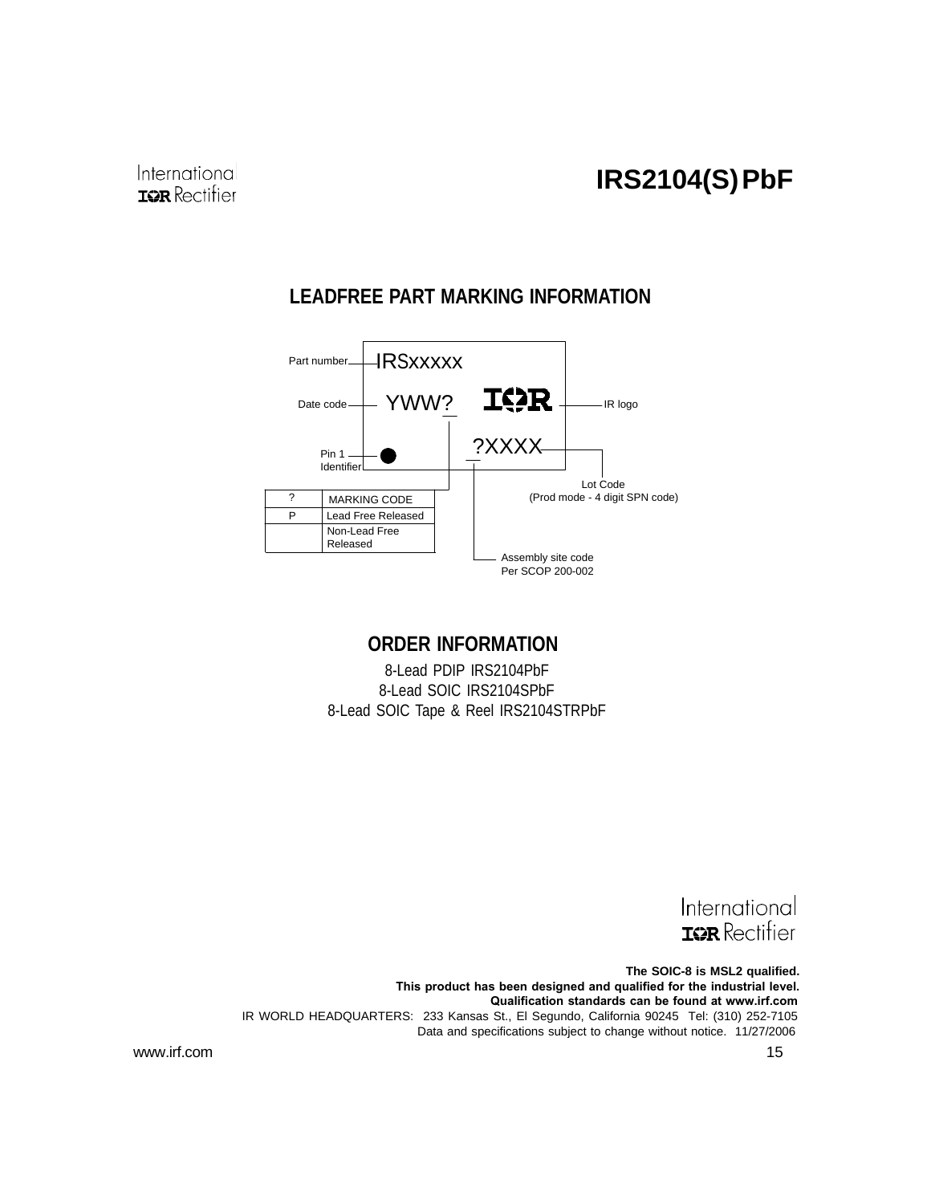## LEADFREE PART MARKING INFORMATION

Part number

IRSxxxxx

Date code

YWW?

IR logo

Pin 1 Identifier

?XXXX

Lot Code
(Prod mode - 4 digit SPN code)

| ? | MARKING CODE |
| --- | --- |
| P | Lead Free Released |
| | Non-Lead Free Released |

Assembly site code
Per SCOP 200-002

## ORDER INFORMATION

8-Lead PDIP IRS2104PbF
8-Lead SOIC IRS2104SPbF
8-Lead SOIC Tape & Reel IRS2104STRPbF

**The SOIC-8 is MSL2 qualified.**
**This product has been designed and qualified for the industrial level.**
**Qualification standards can be found at www.irf.com**
IR WORLD HEADQUARTERS: 233 Kansas St., El Segundo, California 90245 Tel: (310) 252-7105
Data and specifications subject to change without notice. 11/27/2006